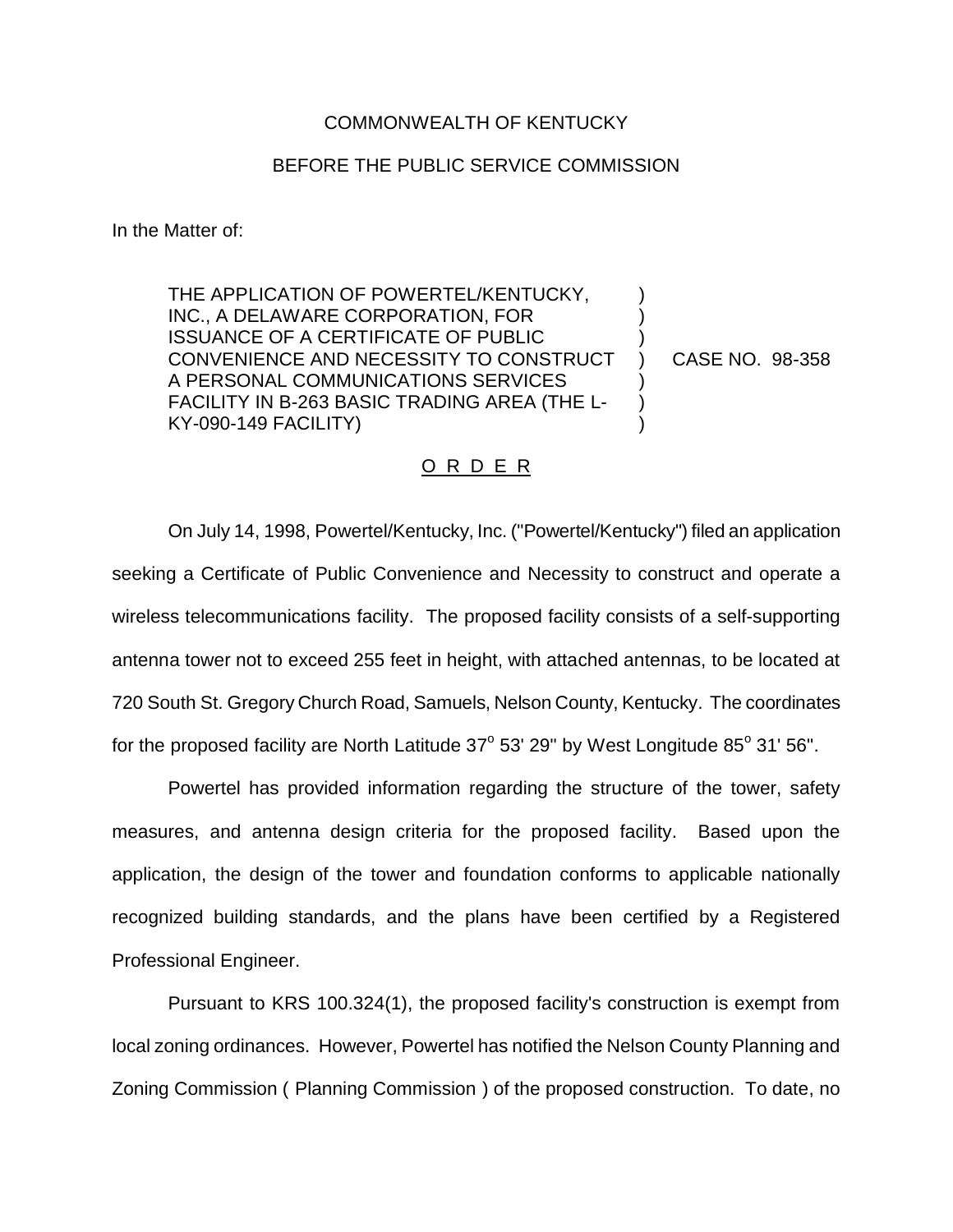COMMONWEALTH OF KENTUCKY

BEFORE THE PUBLIC SERVICE COMMISSION

In the Matter of:

| | | |
|---|---|---|
| THE APPLICATION OF POWERTEL/KENTUCKY, INC., A DELAWARE CORPORATION, FOR ISSUANCE OF A CERTIFICATE OF PUBLIC CONVENIENCE AND NECESSITY TO CONSTRUCT A PERSONAL COMMUNICATIONS SERVICES FACILITY IN B-263 BASIC TRADING AREA (THE L-KY-090-149 FACILITY) | ) | CASE NO. 98-358 |

O R D E R

On July 14, 1998, Powertel/Kentucky, Inc. ("Powertel/Kentucky") filed an application seeking a Certificate of Public Convenience and Necessity to construct and operate a wireless telecommunications facility. The proposed facility consists of a self-supporting antenna tower not to exceed 255 feet in height, with attached antennas, to be located at 720 South St. Gregory Church Road, Samuels, Nelson County, Kentucky. The coordinates for the proposed facility are North Latitude 37° 53' 29" by West Longitude 85° 31' 56".

Powertel has provided information regarding the structure of the tower, safety measures, and antenna design criteria for the proposed facility. Based upon the application, the design of the tower and foundation conforms to applicable nationally recognized building standards, and the plans have been certified by a Registered Professional Engineer.

Pursuant to KRS 100.324(1), the proposed facility's construction is exempt from local zoning ordinances. However, Powertel has notified the Nelson County Planning and Zoning Commission ( Planning Commission ) of the proposed construction. To date, no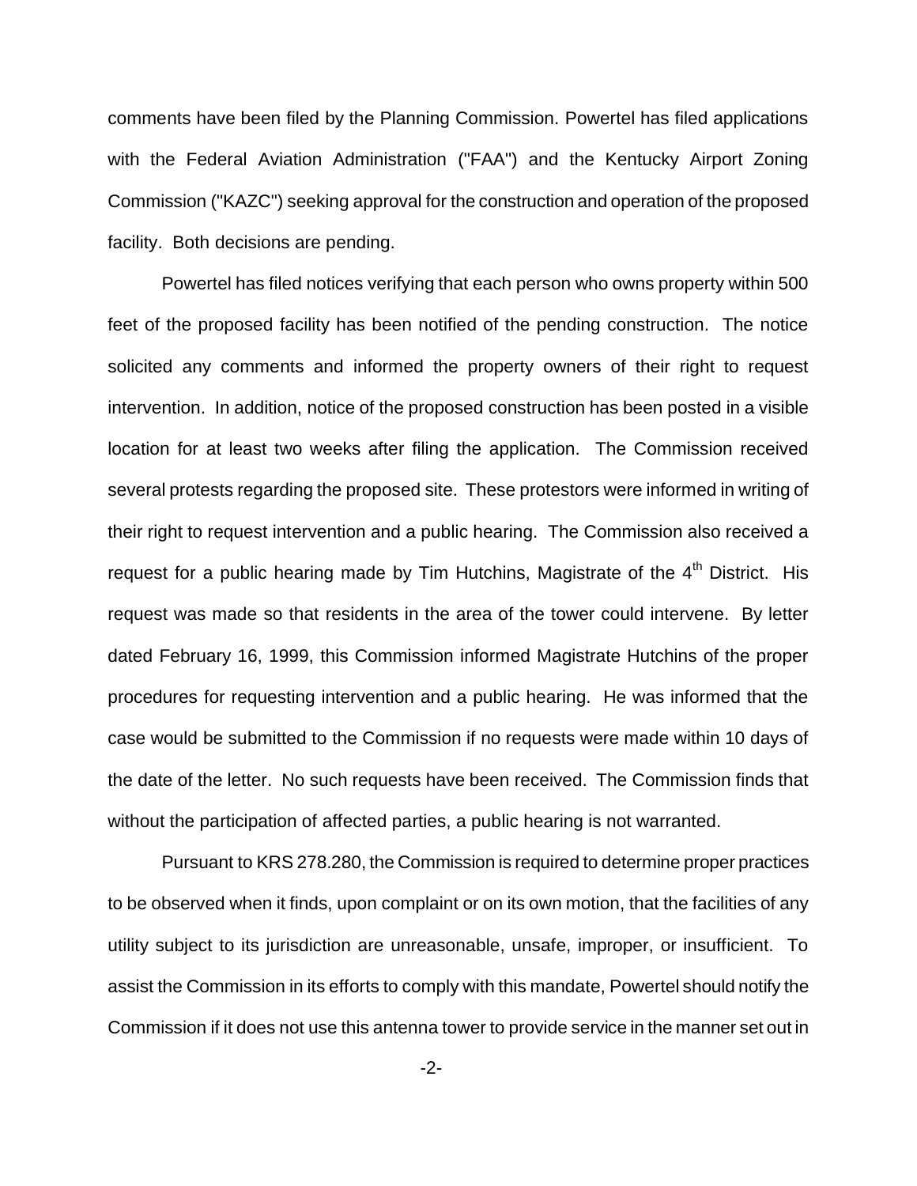comments have been filed by the Planning Commission. Powertel has filed applications with the Federal Aviation Administration ("FAA") and the Kentucky Airport Zoning Commission ("KAZC") seeking approval for the construction and operation of the proposed facility. Both decisions are pending.

Powertel has filed notices verifying that each person who owns property within 500 feet of the proposed facility has been notified of the pending construction. The notice solicited any comments and informed the property owners of their right to request intervention. In addition, notice of the proposed construction has been posted in a visible location for at least two weeks after filing the application. The Commission received several protests regarding the proposed site. These protestors were informed in writing of their right to request intervention and a public hearing. The Commission also received a request for a public hearing made by Tim Hutchins, Magistrate of the 4th District. His request was made so that residents in the area of the tower could intervene. By letter dated February 16, 1999, this Commission informed Magistrate Hutchins of the proper procedures for requesting intervention and a public hearing. He was informed that the case would be submitted to the Commission if no requests were made within 10 days of the date of the letter. No such requests have been received. The Commission finds that without the participation of affected parties, a public hearing is not warranted.

Pursuant to KRS 278.280, the Commission is required to determine proper practices to be observed when it finds, upon complaint or on its own motion, that the facilities of any utility subject to its jurisdiction are unreasonable, unsafe, improper, or insufficient. To assist the Commission in its efforts to comply with this mandate, Powertel should notify the Commission if it does not use this antenna tower to provide service in the manner set out in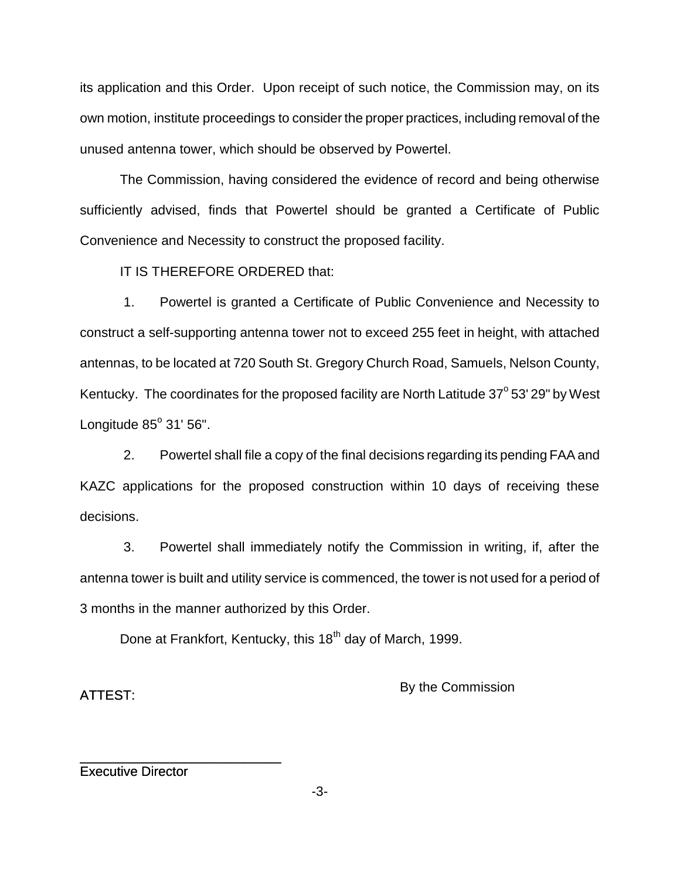its application and this Order. Upon receipt of such notice, the Commission may, on its own motion, institute proceedings to consider the proper practices, including removal of the unused antenna tower, which should be observed by Powertel.

The Commission, having considered the evidence of record and being otherwise sufficiently advised, finds that Powertel should be granted a Certificate of Public Convenience and Necessity to construct the proposed facility.

IT IS THEREFORE ORDERED that:

1. Powertel is granted a Certificate of Public Convenience and Necessity to construct a self-supporting antenna tower not to exceed 255 feet in height, with attached antennas, to be located at 720 South St. Gregory Church Road, Samuels, Nelson County, Kentucky. The coordinates for the proposed facility are North Latitude 37° 53' 29" by West Longitude 85° 31' 56".

2. Powertel shall file a copy of the final decisions regarding its pending FAA and KAZC applications for the proposed construction within 10 days of receiving these decisions.

3. Powertel shall immediately notify the Commission in writing, if, after the antenna tower is built and utility service is commenced, the tower is not used for a period of 3 months in the manner authorized by this Order.

Done at Frankfort, Kentucky, this 18th day of March, 1999.

By the Commission

ATTEST:

\_\_\_\_\_\_\_\_\_\_\_\_\_\_\_\_\_\_\_\_\_\_\_\_\_\_\_

Executive Director